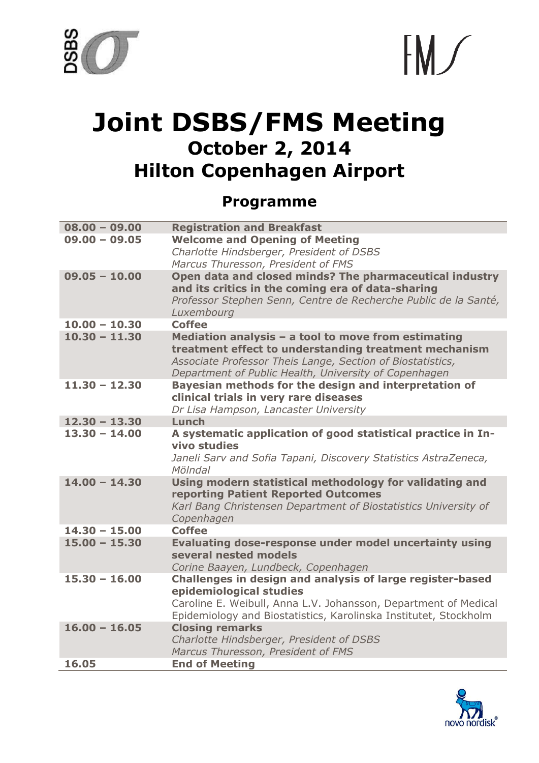# Joint DSBS/FMS Meeting

## October 2, 2014

## Hilton Copenhagen Airport

### Programme

| | |
|---|---|
| 08.00 – 09.00 | **Registration and Breakfast** |
| 09.00 – 09.05 | **Welcome and Opening of Meeting**<br>*Charlotte Hindsberger, President of DSBS*<br>*Marcus Thuresson, President of FMS* |
| 09.05 – 10.00 | **Open data and closed minds? The pharmaceutical industry and its critics in the coming era of data-sharing**<br>*Professor Stephen Senn, Centre de Recherche Public de la Santé, Luxembourg* |
| 10.00 – 10.30 | **Coffee** |
| 10.30 – 11.30 | **Mediation analysis – a tool to move from estimating treatment effect to understanding treatment mechanism**<br>*Associate Professor Theis Lange, Section of Biostatistics, Department of Public Health, University of Copenhagen* |
| 11.30 – 12.30 | **Bayesian methods for the design and interpretation of clinical trials in very rare diseases**<br>*Dr Lisa Hampson, Lancaster University* |
| 12.30 – 13.30 | **Lunch** |
| 13.30 – 14.00 | **A systematic application of good statistical practice in In-vivo studies**<br>*Janeli Sarv and Sofia Tapani, Discovery Statistics AstraZeneca, Mölndal* |
| 14.00 – 14.30 | **Using modern statistical methodology for validating and reporting Patient Reported Outcomes**<br>*Karl Bang Christensen Department of Biostatistics University of Copenhagen* |
| 14.30 – 15.00 | **Coffee** |
| 15.00 – 15.30 | **Evaluating dose-response under model uncertainty using several nested models**<br>*Corine Baayen, Lundbeck, Copenhagen* |
| 15.30 – 16.00 | **Challenges in design and analysis of large register-based epidemiological studies**<br>Caroline E. Weibull, Anna L.V. Johansson, Department of Medical Epidemiology and Biostatistics, Karolinska Institutet, Stockholm |
| 16.00 – 16.05 | **Closing remarks**<br>*Charlotte Hindsberger, President of DSBS*<br>*Marcus Thuresson, President of FMS* |
| 16.05 | **End of Meeting** |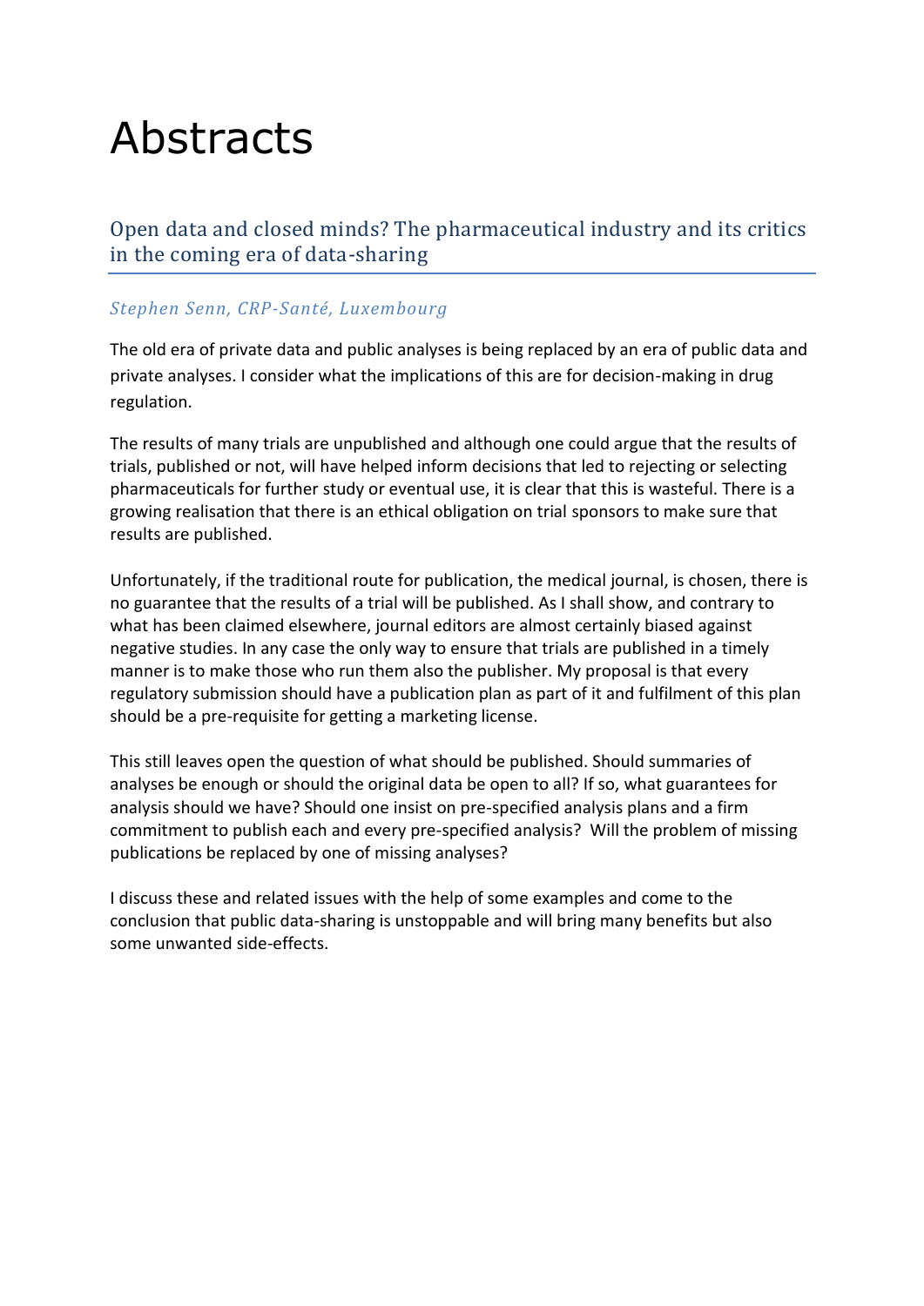# Abstracts

## Open data and closed minds? The pharmaceutical industry and its critics in the coming era of data-sharing

*Stephen Senn, CRP-Santé, Luxembourg*

The old era of private data and public analyses is being replaced by an era of public data and private analyses. I consider what the implications of this are for decision-making in drug regulation.

The results of many trials are unpublished and although one could argue that the results of trials, published or not, will have helped inform decisions that led to rejecting or selecting pharmaceuticals for further study or eventual use, it is clear that this is wasteful. There is a growing realisation that there is an ethical obligation on trial sponsors to make sure that results are published.

Unfortunately, if the traditional route for publication, the medical journal, is chosen, there is no guarantee that the results of a trial will be published. As I shall show, and contrary to what has been claimed elsewhere, journal editors are almost certainly biased against negative studies. In any case the only way to ensure that trials are published in a timely manner is to make those who run them also the publisher. My proposal is that every regulatory submission should have a publication plan as part of it and fulfilment of this plan should be a pre-requisite for getting a marketing license.

This still leaves open the question of what should be published. Should summaries of analyses be enough or should the original data be open to all? If so, what guarantees for analysis should we have? Should one insist on pre-specified analysis plans and a firm commitment to publish each and every pre-specified analysis? Will the problem of missing publications be replaced by one of missing analyses?

I discuss these and related issues with the help of some examples and come to the conclusion that public data-sharing is unstoppable and will bring many benefits but also some unwanted side-effects.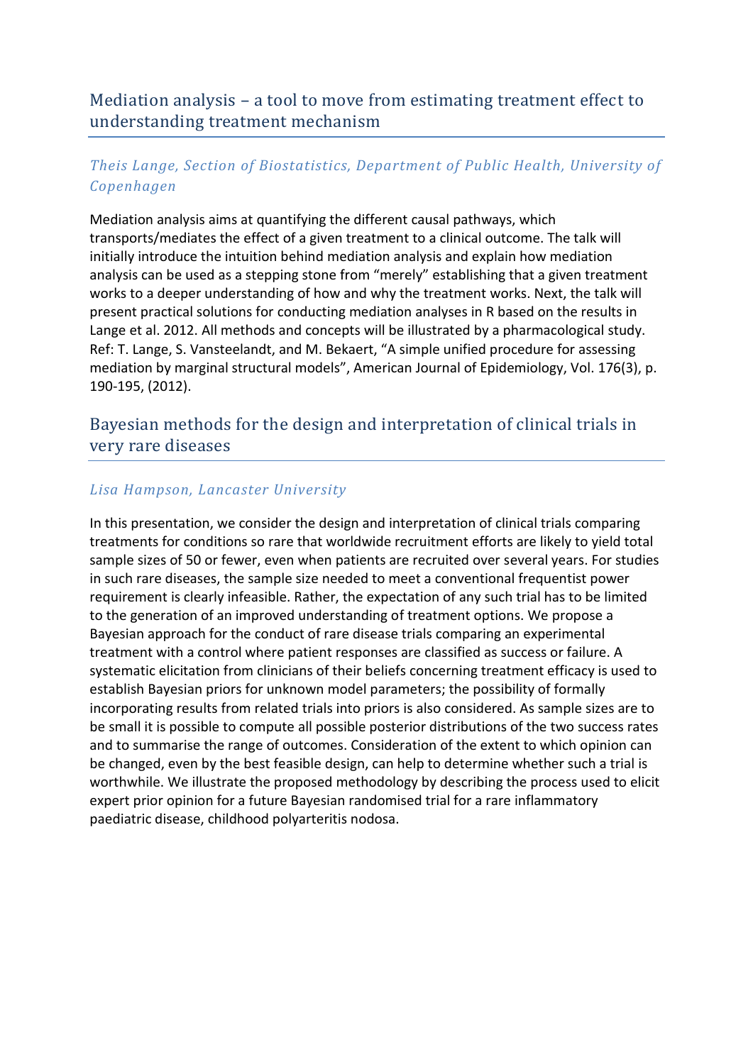## Mediation analysis – a tool to move from estimating treatment effect to understanding treatment mechanism

*Theis Lange, Section of Biostatistics, Department of Public Health, University of Copenhagen*

Mediation analysis aims at quantifying the different causal pathways, which transports/mediates the effect of a given treatment to a clinical outcome. The talk will initially introduce the intuition behind mediation analysis and explain how mediation analysis can be used as a stepping stone from "merely" establishing that a given treatment works to a deeper understanding of how and why the treatment works. Next, the talk will present practical solutions for conducting mediation analyses in R based on the results in Lange et al. 2012. All methods and concepts will be illustrated by a pharmacological study. Ref: T. Lange, S. Vansteelandt, and M. Bekaert, "A simple unified procedure for assessing mediation by marginal structural models", American Journal of Epidemiology, Vol. 176(3), p. 190-195, (2012).

## Bayesian methods for the design and interpretation of clinical trials in very rare diseases

*Lisa Hampson, Lancaster University*

In this presentation, we consider the design and interpretation of clinical trials comparing treatments for conditions so rare that worldwide recruitment efforts are likely to yield total sample sizes of 50 or fewer, even when patients are recruited over several years. For studies in such rare diseases, the sample size needed to meet a conventional frequentist power requirement is clearly infeasible. Rather, the expectation of any such trial has to be limited to the generation of an improved understanding of treatment options. We propose a Bayesian approach for the conduct of rare disease trials comparing an experimental treatment with a control where patient responses are classified as success or failure. A systematic elicitation from clinicians of their beliefs concerning treatment efficacy is used to establish Bayesian priors for unknown model parameters; the possibility of formally incorporating results from related trials into priors is also considered. As sample sizes are to be small it is possible to compute all possible posterior distributions of the two success rates and to summarise the range of outcomes. Consideration of the extent to which opinion can be changed, even by the best feasible design, can help to determine whether such a trial is worthwhile. We illustrate the proposed methodology by describing the process used to elicit expert prior opinion for a future Bayesian randomised trial for a rare inflammatory paediatric disease, childhood polyarteritis nodosa.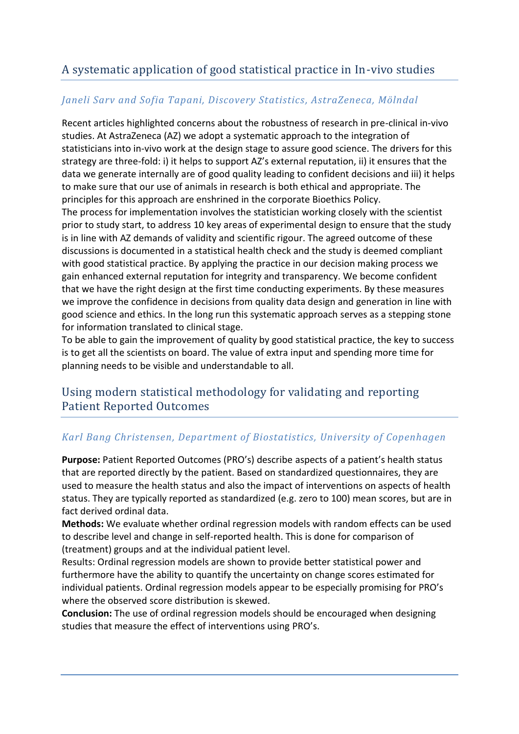## A systematic application of good statistical practice in In-vivo studies

*Janeli Sarv and Sofia Tapani, Discovery Statistics, AstraZeneca, Mölndal*

Recent articles highlighted concerns about the robustness of research in pre-clinical in-vivo studies. At AstraZeneca (AZ) we adopt a systematic approach to the integration of statisticians into in-vivo work at the design stage to assure good science. The drivers for this strategy are three-fold: i) it helps to support AZ's external reputation, ii) it ensures that the data we generate internally are of good quality leading to confident decisions and iii) it helps to make sure that our use of animals in research is both ethical and appropriate. The principles for this approach are enshrined in the corporate Bioethics Policy.

The process for implementation involves the statistician working closely with the scientist prior to study start, to address 10 key areas of experimental design to ensure that the study is in line with AZ demands of validity and scientific rigour. The agreed outcome of these discussions is documented in a statistical health check and the study is deemed compliant with good statistical practice. By applying the practice in our decision making process we gain enhanced external reputation for integrity and transparency. We become confident that we have the right design at the first time conducting experiments. By these measures we improve the confidence in decisions from quality data design and generation in line with good science and ethics. In the long run this systematic approach serves as a stepping stone for information translated to clinical stage.

To be able to gain the improvement of quality by good statistical practice, the key to success is to get all the scientists on board. The value of extra input and spending more time for planning needs to be visible and understandable to all.

## Using modern statistical methodology for validating and reporting Patient Reported Outcomes

*Karl Bang Christensen, Department of Biostatistics, University of Copenhagen*

**Purpose:** Patient Reported Outcomes (PRO's) describe aspects of a patient's health status that are reported directly by the patient. Based on standardized questionnaires, they are used to measure the health status and also the impact of interventions on aspects of health status. They are typically reported as standardized (e.g. zero to 100) mean scores, but are in fact derived ordinal data.

**Methods:** We evaluate whether ordinal regression models with random effects can be used to describe level and change in self-reported health. This is done for comparison of (treatment) groups and at the individual patient level.

Results: Ordinal regression models are shown to provide better statistical power and furthermore have the ability to quantify the uncertainty on change scores estimated for individual patients. Ordinal regression models appear to be especially promising for PRO's where the observed score distribution is skewed.

**Conclusion:** The use of ordinal regression models should be encouraged when designing studies that measure the effect of interventions using PRO's.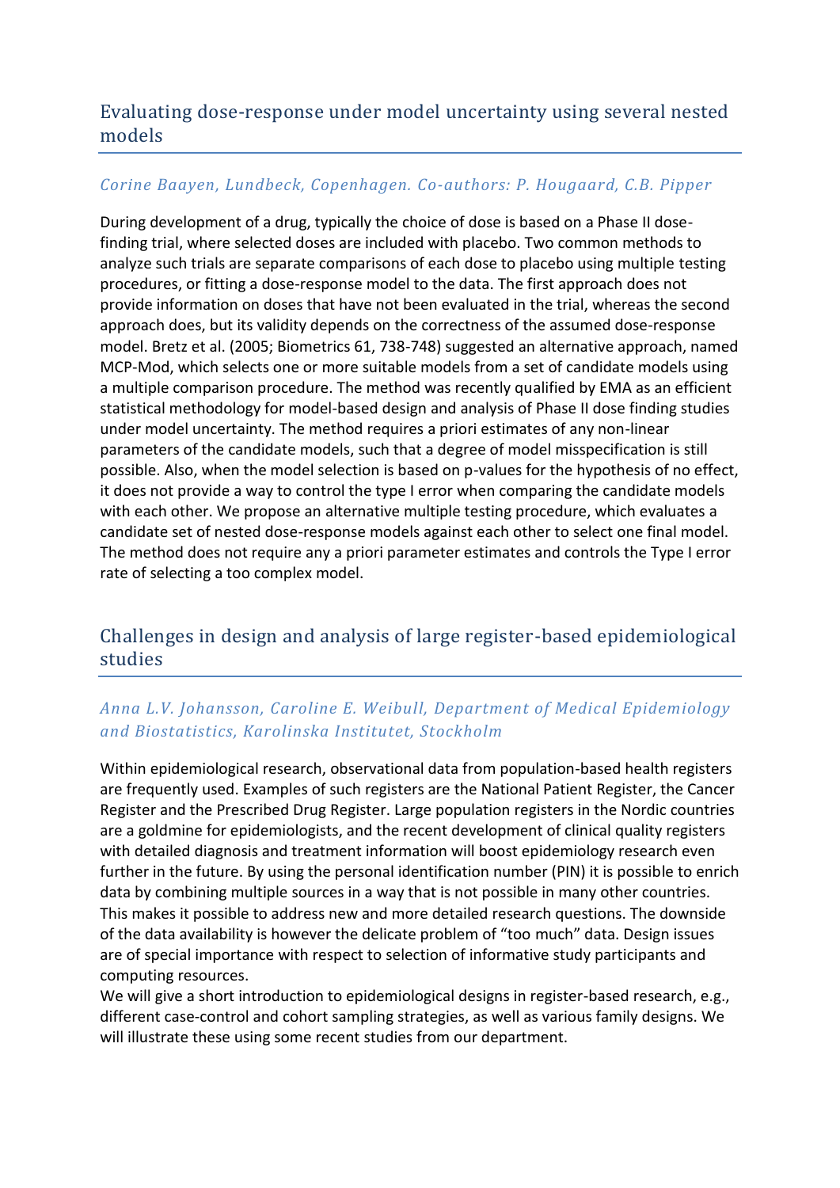## Evaluating dose-response under model uncertainty using several nested models

### *Corine Baayen, Lundbeck, Copenhagen. Co-authors: P. Hougaard, C.B. Pipper*

During development of a drug, typically the choice of dose is based on a Phase II dose-finding trial, where selected doses are included with placebo. Two common methods to analyze such trials are separate comparisons of each dose to placebo using multiple testing procedures, or fitting a dose-response model to the data. The first approach does not provide information on doses that have not been evaluated in the trial, whereas the second approach does, but its validity depends on the correctness of the assumed dose-response model. Bretz et al. (2005; Biometrics 61, 738-748) suggested an alternative approach, named MCP-Mod, which selects one or more suitable models from a set of candidate models using a multiple comparison procedure. The method was recently qualified by EMA as an efficient statistical methodology for model-based design and analysis of Phase II dose finding studies under model uncertainty. The method requires a priori estimates of any non-linear parameters of the candidate models, such that a degree of model misspecification is still possible. Also, when the model selection is based on p-values for the hypothesis of no effect, it does not provide a way to control the type I error when comparing the candidate models with each other. We propose an alternative multiple testing procedure, which evaluates a candidate set of nested dose-response models against each other to select one final model. The method does not require any a priori parameter estimates and controls the Type I error rate of selecting a too complex model.

## Challenges in design and analysis of large register-based epidemiological studies

### *Anna L.V. Johansson, Caroline E. Weibull, Department of Medical Epidemiology and Biostatistics, Karolinska Institutet, Stockholm*

Within epidemiological research, observational data from population-based health registers are frequently used. Examples of such registers are the National Patient Register, the Cancer Register and the Prescribed Drug Register. Large population registers in the Nordic countries are a goldmine for epidemiologists, and the recent development of clinical quality registers with detailed diagnosis and treatment information will boost epidemiology research even further in the future. By using the personal identification number (PIN) it is possible to enrich data by combining multiple sources in a way that is not possible in many other countries. This makes it possible to address new and more detailed research questions. The downside of the data availability is however the delicate problem of “too much” data. Design issues are of special importance with respect to selection of informative study participants and computing resources.

We will give a short introduction to epidemiological designs in register-based research, e.g., different case-control and cohort sampling strategies, as well as various family designs. We will illustrate these using some recent studies from our department.